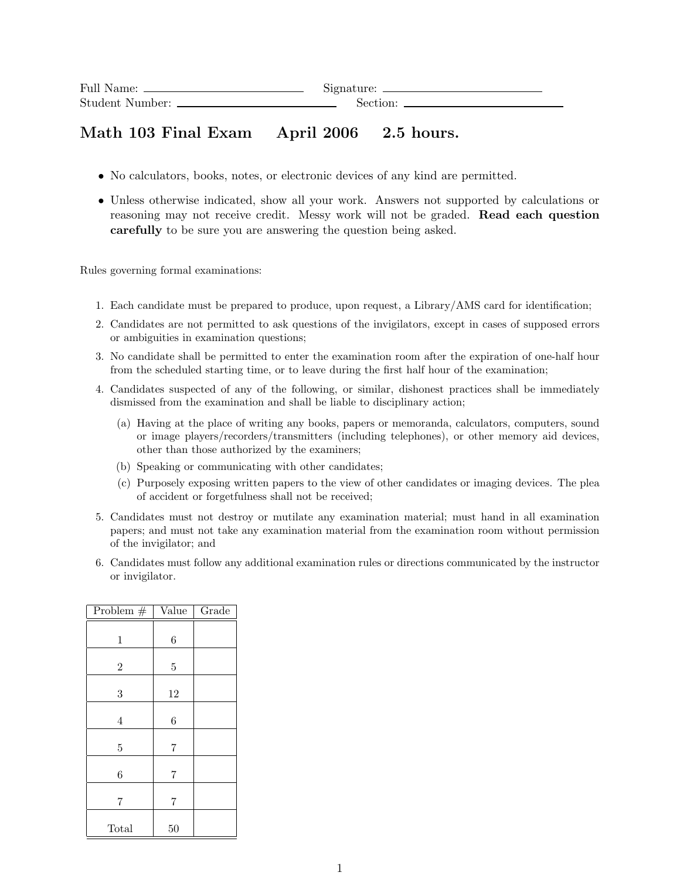Full Name: ______________________ Signature: ______________________

Student Number: ______________________ Section: ______________________

# Math 103 Final Exam April 2006 2.5 hours.

- No calculators, books, notes, or electronic devices of any kind are permitted.
- Unless otherwise indicated, show all your work. Answers not supported by calculations or reasoning may not receive credit. Messy work will not be graded. **Read each question carefully** to be sure you are answering the question being asked.

Rules governing formal examinations:

1. Each candidate must be prepared to produce, upon request, a Library/AMS card for identification;
2. Candidates are not permitted to ask questions of the invigilators, except in cases of supposed errors or ambiguities in examination questions;
3. No candidate shall be permitted to enter the examination room after the expiration of one-half hour from the scheduled starting time, or to leave during the first half hour of the examination;
4. Candidates suspected of any of the following, or similar, dishonest practices shall be immediately dismissed from the examination and shall be liable to disciplinary action;
   (a) Having at the place of writing any books, papers or memoranda, calculators, computers, sound or image players/recorders/transmitters (including telephones), or other memory aid devices, other than those authorized by the examiners;
   (b) Speaking or communicating with other candidates;
   (c) Purposely exposing written papers to the view of other candidates or imaging devices. The plea of accident or forgetfulness shall not be received;
5. Candidates must not destroy or mutilate any examination material; must hand in all examination papers; and must not take any examination material from the examination room without permission of the invigilator; and
6. Candidates must follow any additional examination rules or directions communicated by the instructor or invigilator.

| Problem # | Value | Grade |
|---|---|---|
| 1 | 6 | |
| 2 | 5 | |
| 3 | 12 | |
| 4 | 6 | |
| 5 | 7 | |
| 6 | 7 | |
| 7 | 7 | |
| Total | 50 | |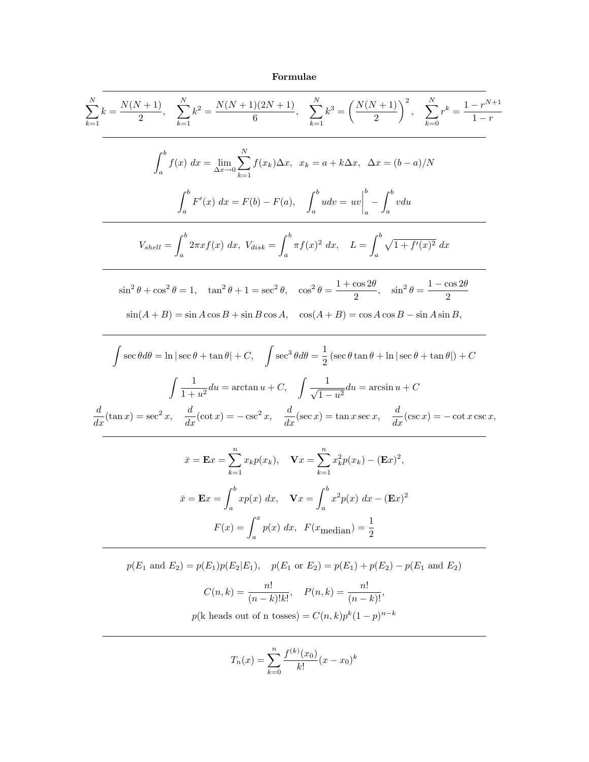# Formulae

---

$$\sum_{k=1}^{N} k = \frac{N(N+1)}{2}, \quad \sum_{k=1}^{N} k^2 = \frac{N(N+1)(2N+1)}{6}, \quad \sum_{k=1}^{N} k^3 = \left(\frac{N(N+1)}{2}\right)^2, \quad \sum_{k=0}^{N} r^k = \frac{1-r^{N+1}}{1-r}$$

---

$$\int_a^b f(x)\ dx = \lim_{\Delta x \to 0} \sum_{k=1}^{N} f(x_k)\Delta x, \quad x_k = a + k\Delta x, \quad \Delta x = (b-a)/N$$

$$\int_a^b F'(x)\ dx = F(b) - F(a), \quad \int_a^b u dv = uv\Big|_a^b - \int_a^b v du$$

---

$$V_{shell} = \int_a^b 2\pi x f(x)\ dx, \ V_{disk} = \int_a^b \pi f(x)^2\ dx, \quad L = \int_a^b \sqrt{1 + f'(x)^2}\ dx$$

---

$$\sin^2\theta + \cos^2\theta = 1, \quad \tan^2\theta + 1 = \sec^2\theta, \quad \cos^2\theta = \frac{1+\cos 2\theta}{2}, \quad \sin^2\theta = \frac{1-\cos 2\theta}{2}$$

$$\sin(A+B) = \sin A\cos B + \sin B\cos A, \quad \cos(A+B) = \cos A\cos B - \sin A\sin B,$$

---

$$\int \sec\theta d\theta = \ln|\sec\theta + \tan\theta| + C, \quad \int \sec^3\theta d\theta = \frac{1}{2}\left(\sec\theta\tan\theta + \ln|\sec\theta + \tan\theta|\right) + C$$

$$\int \frac{1}{1+u^2} du = \arctan u + C, \quad \int \frac{1}{\sqrt{1-u^2}} du = \arcsin u + C$$

$$\frac{d}{dx}(\tan x) = \sec^2 x, \quad \frac{d}{dx}(\cot x) = -\csc^2 x, \quad \frac{d}{dx}(\sec x) = \tan x\sec x, \quad \frac{d}{dx}(\csc x) = -\cot x\csc x,$$

---

$$\bar{x} = \mathbf{E}x = \sum_{k=1}^{n} x_k p(x_k), \quad \mathbf{V}x = \sum_{k=1}^{n} x_k^2 p(x_k) - (\mathbf{E}x)^2,$$

$$\bar{x} = \mathbf{E}x = \int_a^b x p(x)\ dx, \quad \mathbf{V}x = \int_a^b x^2 p(x)\ dx - (\mathbf{E}x)^2$$

$$F(x) = \int_a^x p(x)\ dx, \quad F(x_{\text{median}}) = \frac{1}{2}$$

---

$$p(E_1 \text{ and } E_2) = p(E_1)p(E_2|E_1), \quad p(E_1 \text{ or } E_2) = p(E_1) + p(E_2) - p(E_1 \text{ and } E_2)$$

$$C(n,k) = \frac{n!}{(n-k)!k!}, \quad P(n,k) = \frac{n!}{(n-k)!},$$

$$p(\text{k heads out of n tosses}) = C(n,k)p^k(1-p)^{n-k}$$

---

$$T_n(x) = \sum_{k=0}^{n} \frac{f^{(k)}(x_0)}{k!}(x-x_0)^k$$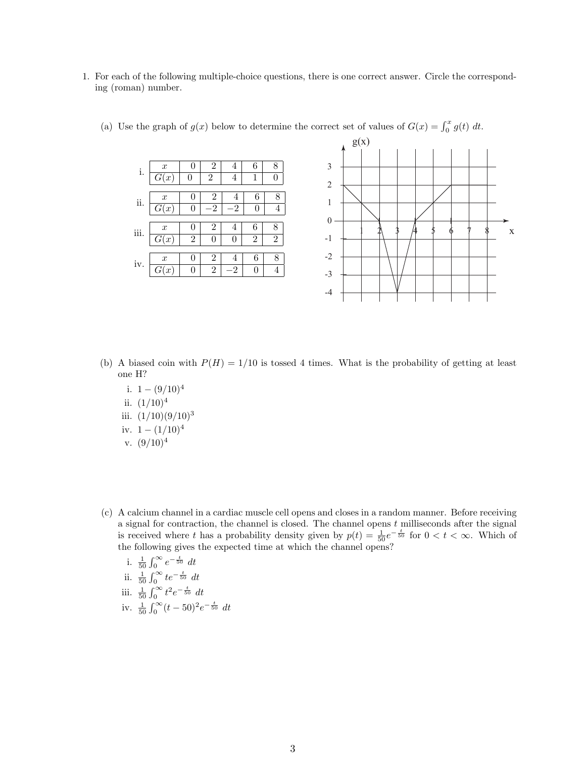1. For each of the following multiple-choice questions, there is one correct answer. Circle the corresponding (roman) number.

   (a) Use the graph of $g(x)$ below to determine the correct set of values of $G(x) = \int_0^x g(t)\, dt$.

   i.

   | $x$ | 0 | 2 | 4 | 6 | 8 |
   |---|---|---|---|---|---|
   | $G(x)$ | 0 | 2 | 4 | 1 | 0 |

   ii.

   | $x$ | 0 | 2 | 4 | 6 | 8 |
   |---|---|---|---|---|---|
   | $G(x)$ | 0 | $-2$ | $-2$ | 0 | 4 |

   iii.

   | $x$ | 0 | 2 | 4 | 6 | 8 |
   |---|---|---|---|---|---|
   | $G(x)$ | 2 | 0 | 0 | 2 | 2 |

   iv.

   | $x$ | 0 | 2 | 4 | 6 | 8 |
   |---|---|---|---|---|---|
   | $G(x)$ | 0 | 2 | $-2$ | 0 | 4 |

   (b) A biased coin with $P(H) = 1/10$ is tossed 4 times. What is the probability of getting at least one H?

   i. $1 - (9/10)^4$
   ii. $(1/10)^4$
   iii. $(1/10)(9/10)^3$
   iv. $1 - (1/10)^4$
   v. $(9/10)^4$

   (c) A calcium channel in a cardiac muscle cell opens and closes in a random manner. Before receiving a signal for contraction, the channel is closed. The channel opens $t$ milliseconds after the signal is received where $t$ has a probability density given by $p(t) = \frac{1}{50}e^{-\frac{t}{50}}$ for $0 < t < \infty$. Which of the following gives the expected time at which the channel opens?

   i. $\frac{1}{50}\int_0^\infty e^{-\frac{t}{50}}\, dt$
   ii. $\frac{1}{50}\int_0^\infty te^{-\frac{t}{50}}\, dt$
   iii. $\frac{1}{50}\int_0^\infty t^2e^{-\frac{t}{50}}\, dt$
   iv. $\frac{1}{50}\int_0^\infty (t-50)^2e^{-\frac{t}{50}}\, dt$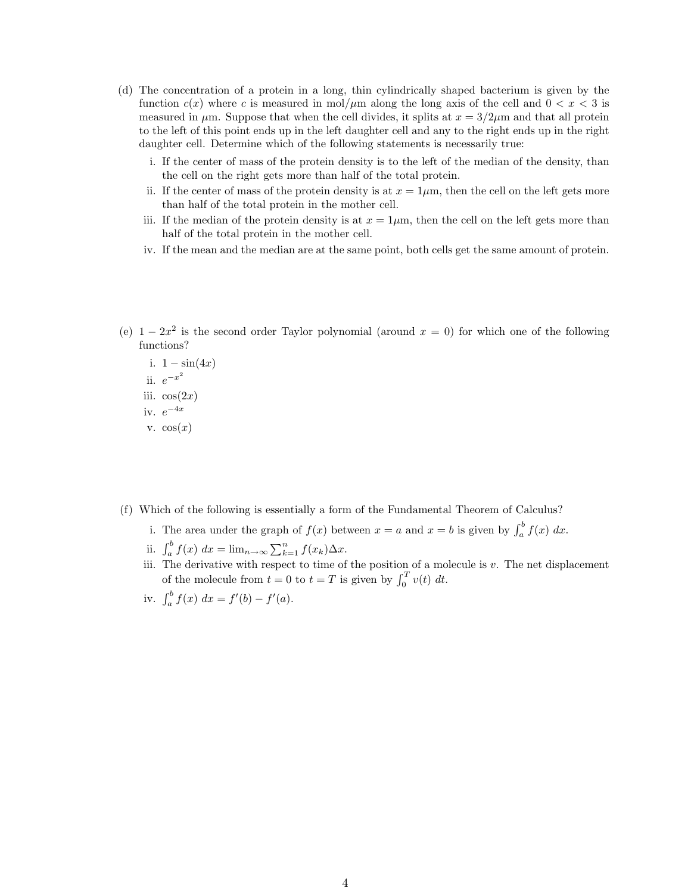(d) The concentration of a protein in a long, thin cylindrically shaped bacterium is given by the function $c(x)$ where $c$ is measured in mol/$\mu$m along the long axis of the cell and $0 < x < 3$ is measured in $\mu$m. Suppose that when the cell divides, it splits at $x = 3/2\mu$m and that all protein to the left of this point ends up in the left daughter cell and any to the right ends up in the right daughter cell. Determine which of the following statements is necessarily true:

   i. If the center of mass of the protein density is to the left of the median of the density, than the cell on the right gets more than half of the total protein.
   ii. If the center of mass of the protein density is at $x = 1\mu$m, then the cell on the left gets more than half of the total protein in the mother cell.
   iii. If the median of the protein density is at $x = 1\mu$m, then the cell on the left gets more than half of the total protein in the mother cell.
   iv. If the mean and the median are at the same point, both cells get the same amount of protein.

(e) $1 - 2x^2$ is the second order Taylor polynomial (around $x = 0$) for which one of the following functions?

   i. $1 - \sin(4x)$
   ii. $e^{-x^2}$
   iii. $\cos(2x)$
   iv. $e^{-4x}$
   v. $\cos(x)$

(f) Which of the following is essentially a form of the Fundamental Theorem of Calculus?

   i. The area under the graph of $f(x)$ between $x = a$ and $x = b$ is given by $\int_a^b f(x)\, dx$.
   ii. $\int_a^b f(x)\, dx = \lim_{n\to\infty} \sum_{k=1}^{n} f(x_k)\Delta x$.
   iii. The derivative with respect to time of the position of a molecule is $v$. The net displacement of the molecule from $t = 0$ to $t = T$ is given by $\int_0^T v(t)\, dt$.
   iv. $\int_a^b f(x)\, dx = f'(b) - f'(a)$.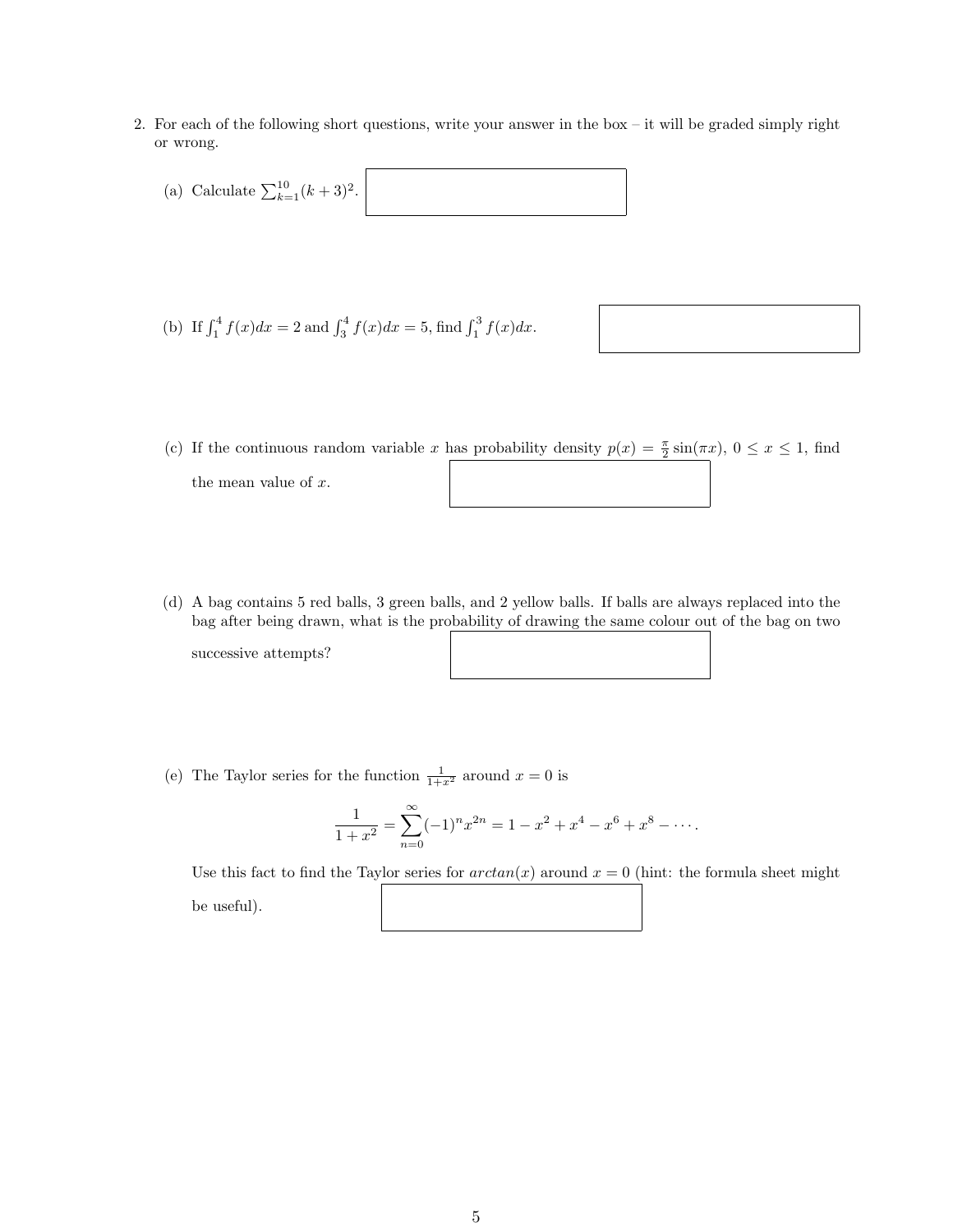2. For each of the following short questions, write your answer in the box – it will be graded simply right or wrong.

   (a) Calculate $\sum_{k=1}^{10}(k+3)^2$.

   (b) If $\int_1^4 f(x)dx = 2$ and $\int_3^4 f(x)dx = 5$, find $\int_1^3 f(x)dx$.

   (c) If the continuous random variable $x$ has probability density $p(x) = \frac{\pi}{2}\sin(\pi x)$, $0 \leq x \leq 1$, find the mean value of $x$.

   (d) A bag contains 5 red balls, 3 green balls, and 2 yellow balls. If balls are always replaced into the bag after being drawn, what is the probability of drawing the same colour out of the bag on two successive attempts?

   (e) The Taylor series for the function $\frac{1}{1+x^2}$ around $x = 0$ is

   $$\frac{1}{1+x^2} = \sum_{n=0}^{\infty}(-1)^n x^{2n} = 1 - x^2 + x^4 - x^6 + x^8 - \cdots.$$

   Use this fact to find the Taylor series for $arctan(x)$ around $x = 0$ (hint: the formula sheet might be useful).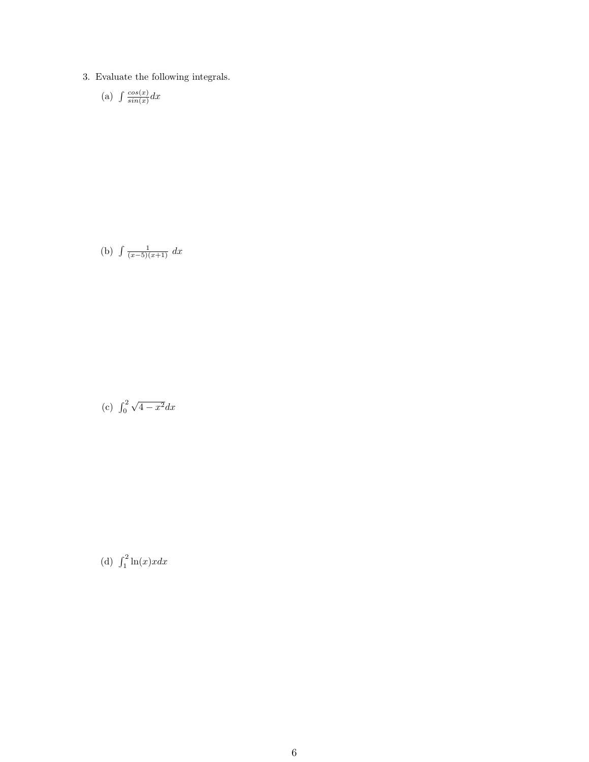3. Evaluate the following integrals.

(a) $\int \frac{cos(x)}{sin(x)} dx$

(b) $\int \frac{1}{(x-5)(x+1)} \, dx$

(c) $\int_0^2 \sqrt{4 - x^2} dx$

(d) $\int_1^2 \ln(x) x dx$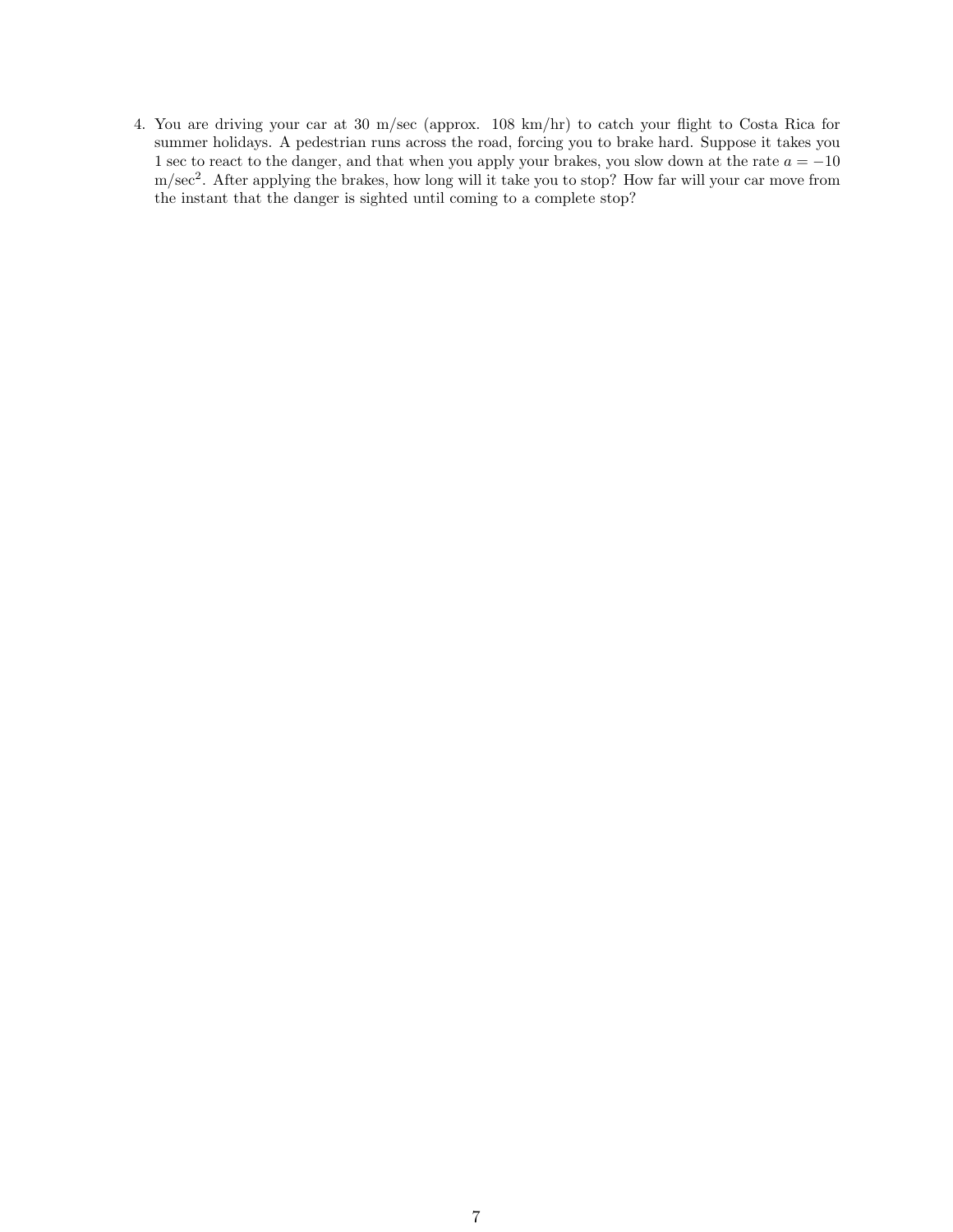4. You are driving your car at 30 m/sec (approx. 108 km/hr) to catch your flight to Costa Rica for summer holidays. A pedestrian runs across the road, forcing you to brake hard. Suppose it takes you 1 sec to react to the danger, and that when you apply your brakes, you slow down at the rate $a = -10$ m/sec$^2$. After applying the brakes, how long will it take you to stop? How far will your car move from the instant that the danger is sighted until coming to a complete stop?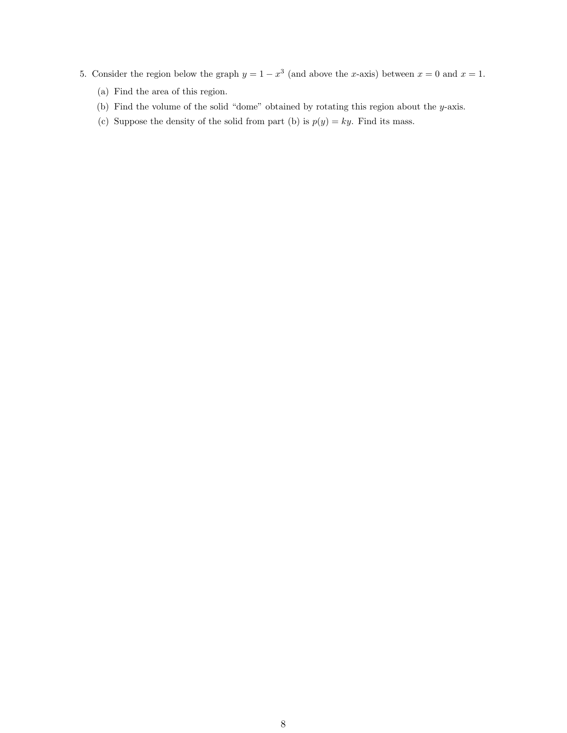5. Consider the region below the graph $y = 1 - x^3$ (and above the $x$-axis) between $x = 0$ and $x = 1$.

   (a) Find the area of this region.

   (b) Find the volume of the solid "dome" obtained by rotating this region about the $y$-axis.

   (c) Suppose the density of the solid from part (b) is $p(y) = ky$. Find its mass.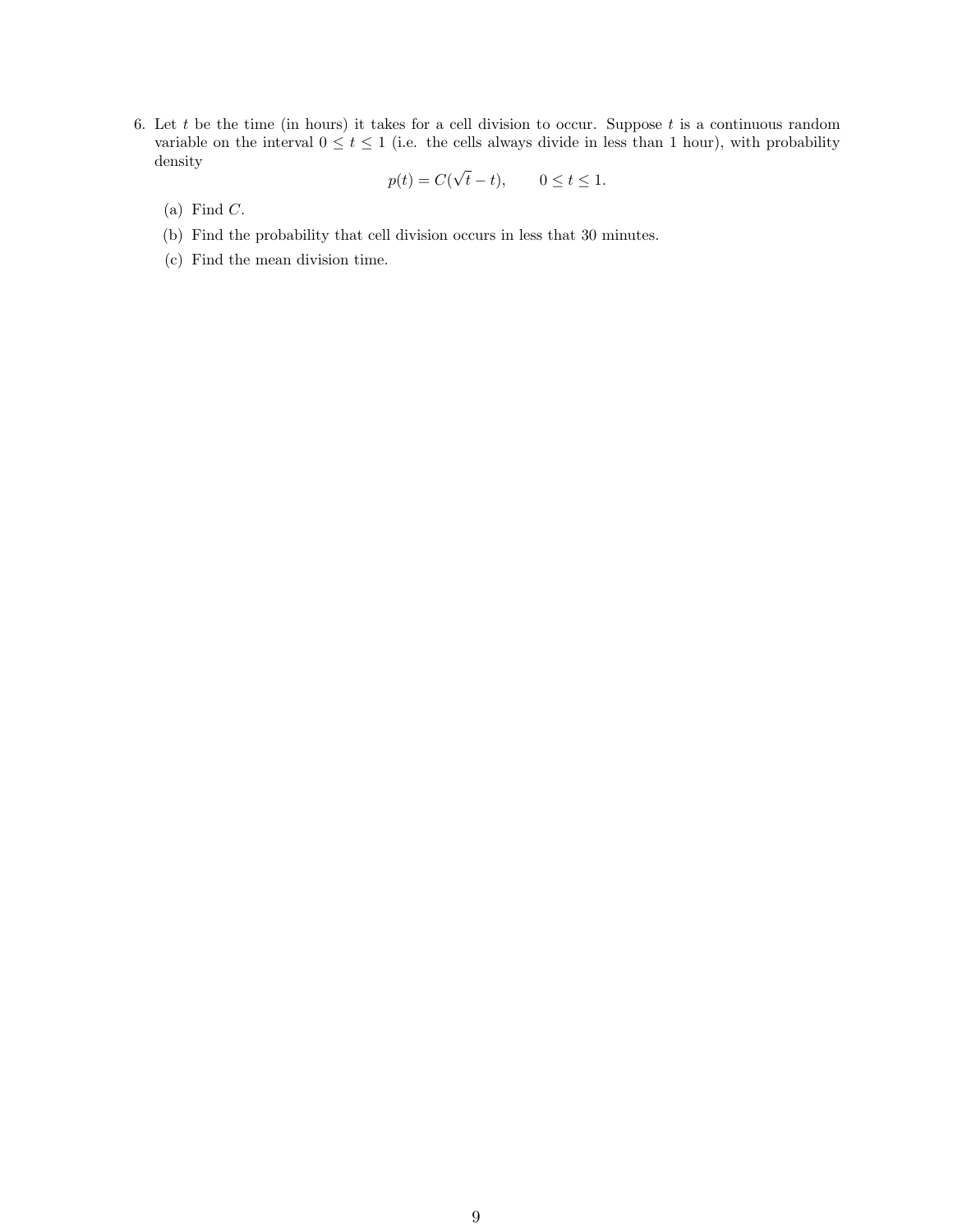6. Let $t$ be the time (in hours) it takes for a cell division to occur. Suppose $t$ is a continuous random variable on the interval $0 \leq t \leq 1$ (i.e. the cells always divide in less than 1 hour), with probability density

$$p(t) = C(\sqrt{t} - t), \qquad 0 \leq t \leq 1.$$

   (a) Find $C$.

   (b) Find the probability that cell division occurs in less that 30 minutes.

   (c) Find the mean division time.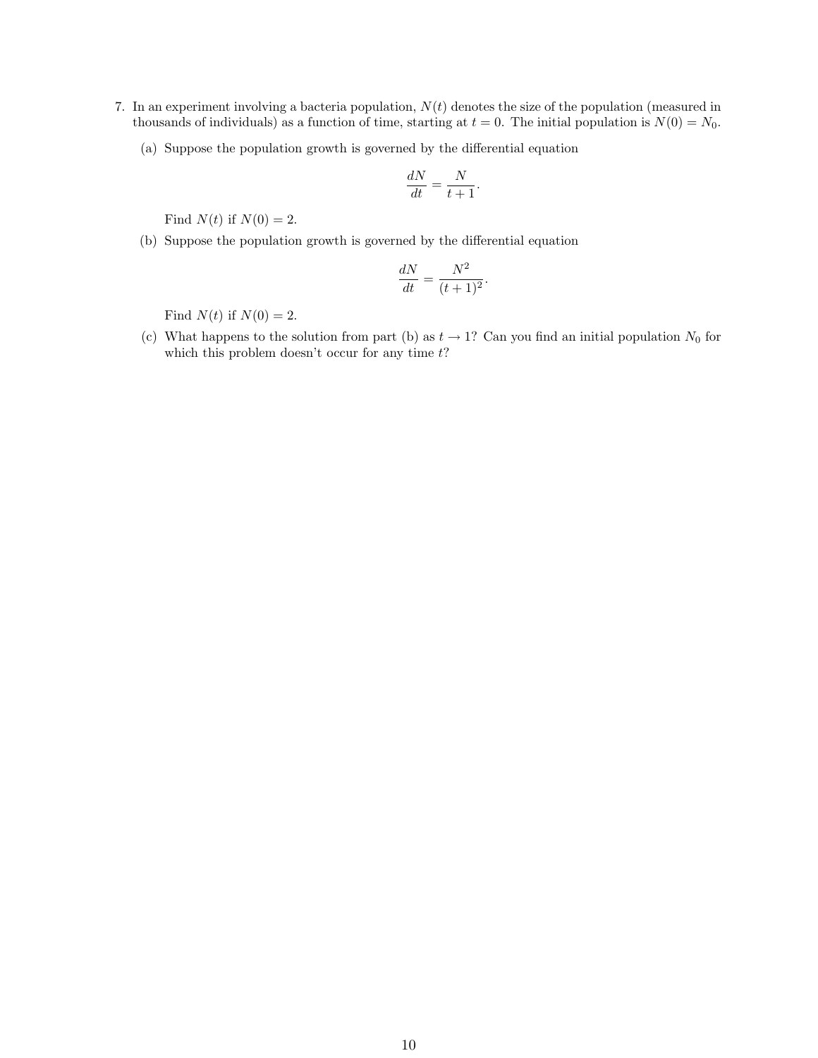7. In an experiment involving a bacteria population, $N(t)$ denotes the size of the population (measured in thousands of individuals) as a function of time, starting at $t = 0$. The initial population is $N(0) = N_0$.

   (a) Suppose the population growth is governed by the differential equation

   $$\frac{dN}{dt} = \frac{N}{t+1}.$$

   Find $N(t)$ if $N(0) = 2$.

   (b) Suppose the population growth is governed by the differential equation

   $$\frac{dN}{dt} = \frac{N^2}{(t+1)^2}.$$

   Find $N(t)$ if $N(0) = 2$.

   (c) What happens to the solution from part (b) as $t \to 1$? Can you find an initial population $N_0$ for which this problem doesn't occur for any time $t$?